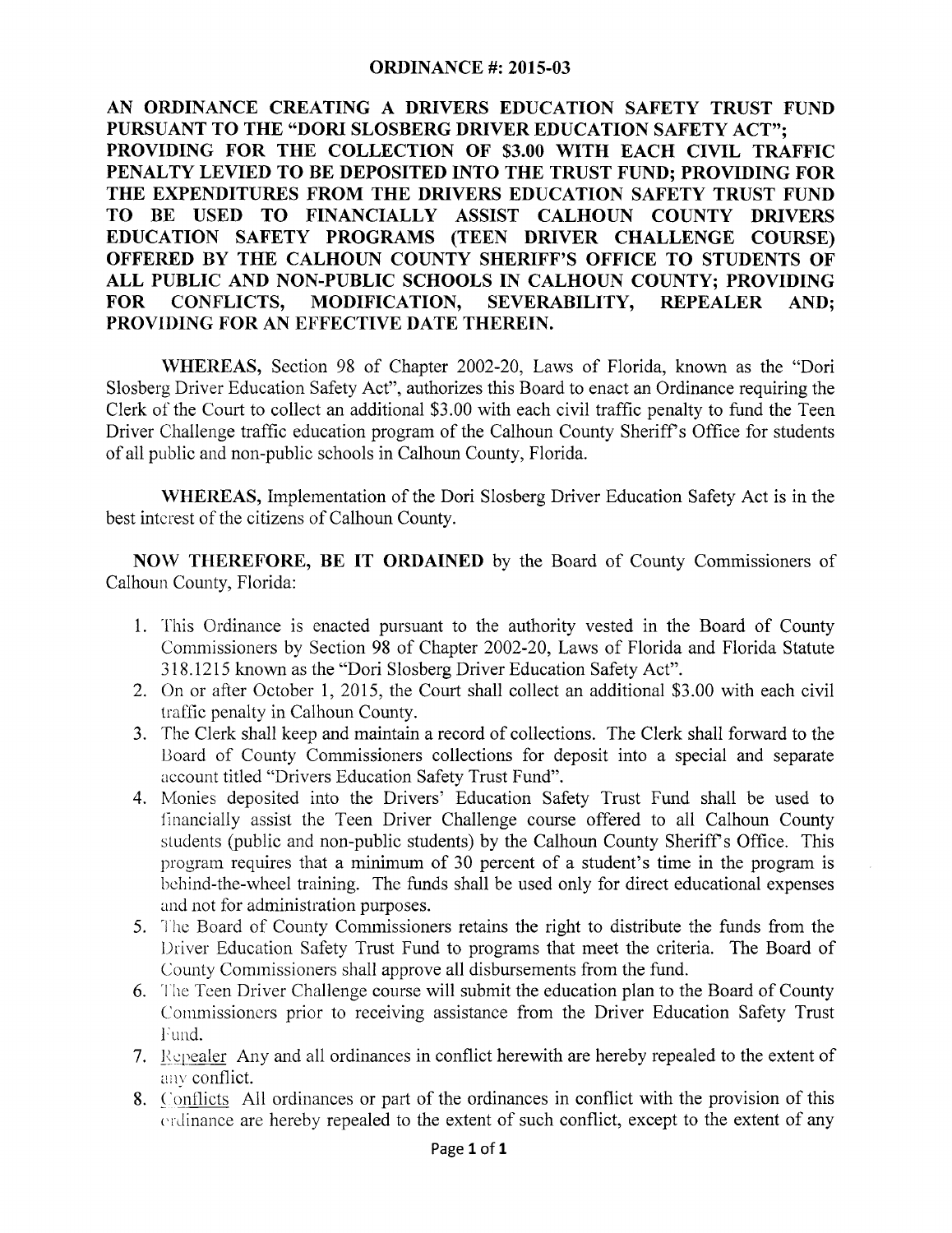# ORDINANCE #: 2015-03

**AN ORDINANCE CREATING A DRIVERS EDUCATION SAFETY TRUST FUND PURSUANT TO THE "DORI SLOSBERG DRIVER EDUCATION SAFETY ACT"; PROVIDING FOR THE COLLECTION OF $3.00 WITH EACH CIVIL TRAFFIC PENALTY LEVIED TO BE DEPOSITED INTO THE TRUST FUND; PROVIDING FOR THE EXPENDITURES FROM THE DRIVERS EDUCATION SAFETY TRUST FUND TO BE USED TO FINANCIALLY ASSIST CALHOUN COUNTY DRIVERS EDUCATION SAFETY PROGRAMS (TEEN DRIVER CHALLENGE COURSE) OFFERED BY THE CALHOUN COUNTY SHERIFF'S OFFICE TO STUDENTS OF ALL PUBLIC AND NON-PUBLIC SCHOOLS IN CALHOUN COUNTY; PROVIDING FOR CONFLICTS, MODIFICATION, SEVERABILITY, REPEALER AND; PROVIDING FOR AN EFFECTIVE DATE THEREIN.**

**WHEREAS,** Section 98 of Chapter 2002-20, Laws of Florida, known as the "Dori Slosberg Driver Education Safety Act", authorizes this Board to enact an Ordinance requiring the Clerk of the Court to collect an additional $3.00 with each civil traffic penalty to fund the Teen Driver Challenge traffic education program of the Calhoun County Sheriff's Office for students of all public and non-public schools in Calhoun County, Florida.

**WHEREAS,** Implementation of the Dori Slosberg Driver Education Safety Act is in the best interest of the citizens of Calhoun County.

**NOW THEREFORE, BE IT ORDAINED** by the Board of County Commissioners of Calhoun County, Florida:

1. This Ordinance is enacted pursuant to the authority vested in the Board of County Commissioners by Section 98 of Chapter 2002-20, Laws of Florida and Florida Statute 318.1215 known as the "Dori Slosberg Driver Education Safety Act".
2. On or after October 1, 2015, the Court shall collect an additional $3.00 with each civil traffic penalty in Calhoun County.
3. The Clerk shall keep and maintain a record of collections. The Clerk shall forward to the Board of County Commissioners collections for deposit into a special and separate account titled "Drivers Education Safety Trust Fund".
4. Monies deposited into the Drivers' Education Safety Trust Fund shall be used to financially assist the Teen Driver Challenge course offered to all Calhoun County students (public and non-public students) by the Calhoun County Sheriff's Office. This program requires that a minimum of 30 percent of a student's time in the program is behind-the-wheel training. The funds shall be used only for direct educational expenses and not for administration purposes.
5. The Board of County Commissioners retains the right to distribute the funds from the Driver Education Safety Trust Fund to programs that meet the criteria. The Board of County Commissioners shall approve all disbursements from the fund.
6. The Teen Driver Challenge course will submit the education plan to the Board of County Commissioners prior to receiving assistance from the Driver Education Safety Trust Fund.
7. Repealer Any and all ordinances in conflict herewith are hereby repealed to the extent of any conflict.
8. Conflicts All ordinances or part of the ordinances in conflict with the provision of this ordinance are hereby repealed to the extent of such conflict, except to the extent of any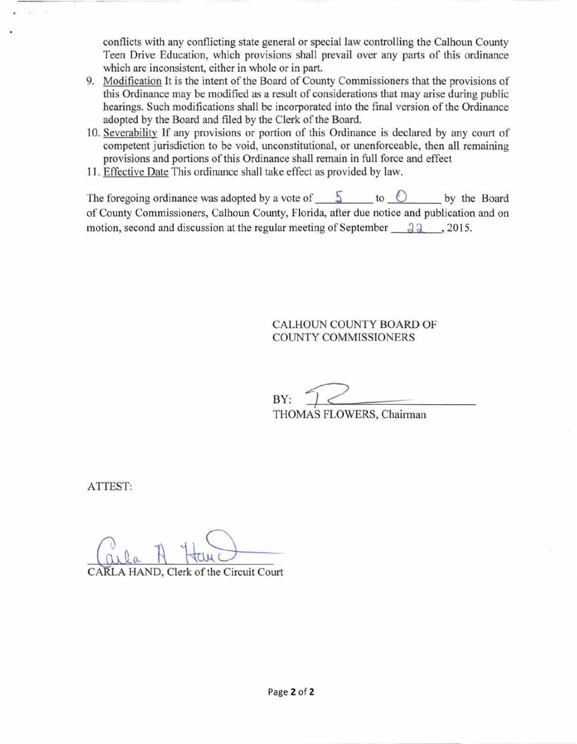conflicts with any conflicting state general or special law controlling the Calhoun County Teen Drive Education, which provisions shall prevail over any parts of this ordinance which are inconsistent, either in whole or in part.

9. Modification It is the intent of the Board of County Commissioners that the provisions of this Ordinance may be modified as a result of considerations that may arise during public hearings. Such modifications shall be incorporated into the final version of the Ordinance adopted by the Board and filed by the Clerk of the Board.
10. Severability If any provisions or portion of this Ordinance is declared by any court of competent jurisdiction to be void, unconstitutional, or unenforceable, then all remaining provisions and portions of this Ordinance shall remain in full force and effect
11. Effective Date This ordinance shall take effect as provided by law.

The foregoing ordinance was adopted by a vote of 5 to 0 by the Board of County Commissioners, Calhoun County, Florida, after due notice and publication and on motion, second and discussion at the regular meeting of September 22, 2015.

CALHOUN COUNTY BOARD OF COUNTY COMMISSIONERS

BY: ______________________

THOMAS FLOWERS, Chairman

ATTEST:

______________________

CARLA HAND, Clerk of the Circuit Court